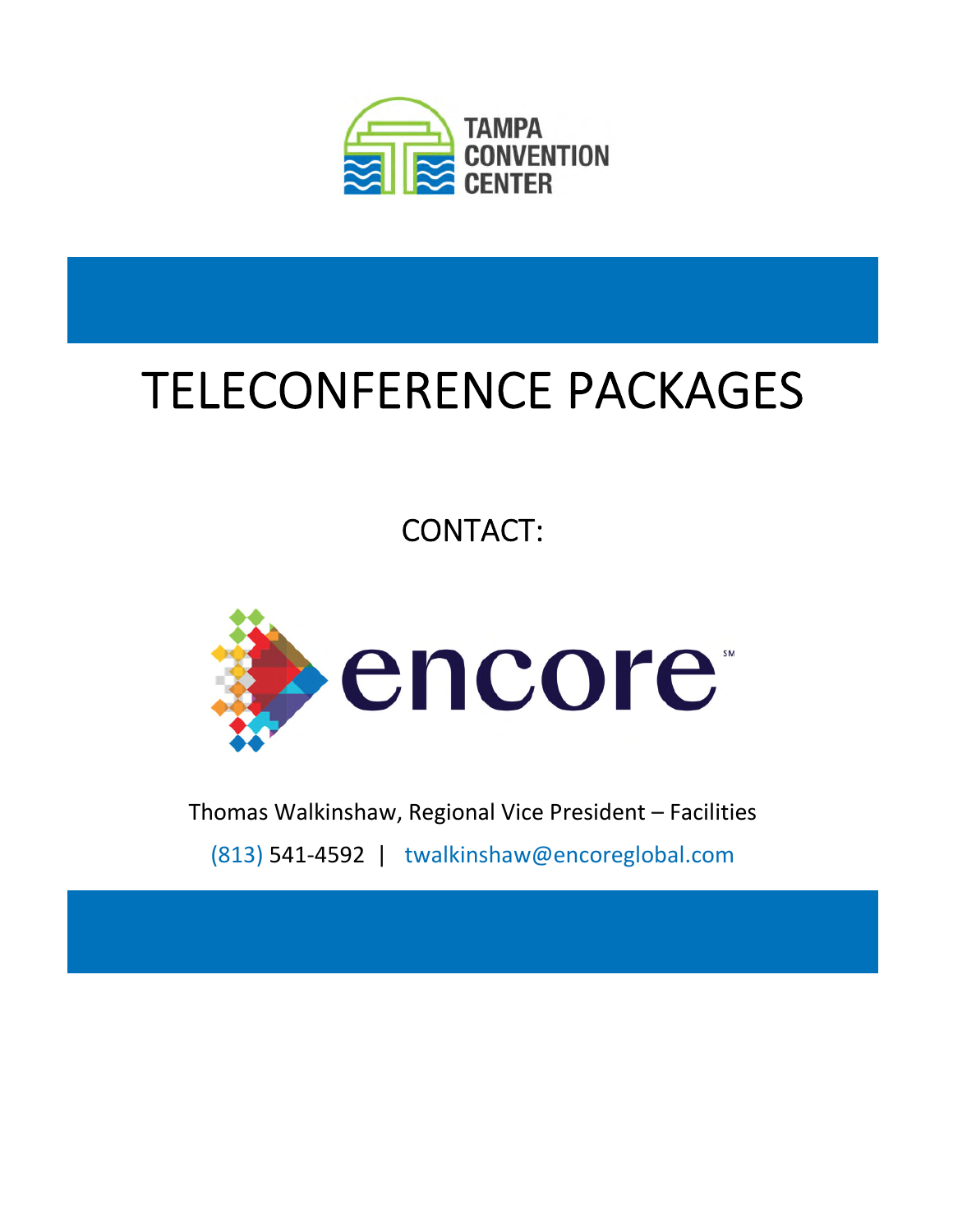TAMPA CONVENTION CENTER

# TELECONFERENCE PACKAGES

CONTACT:

encore

Thomas Walkinshaw, Regional Vice President – Facilities

(813) 541-4592 | twalkinshaw@encoreglobal.com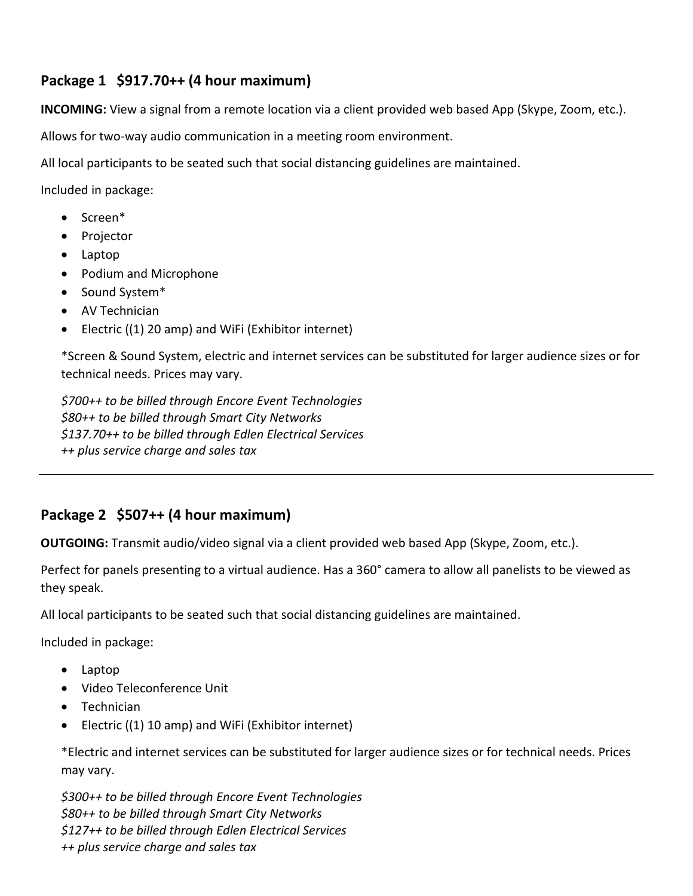## Package 1   $917.70++ (4 hour maximum)

**INCOMING:** View a signal from a remote location via a client provided web based App (Skype, Zoom, etc.).

Allows for two-way audio communication in a meeting room environment.

All local participants to be seated such that social distancing guidelines are maintained.

Included in package:

- Screen*
- Projector
- Laptop
- Podium and Microphone
- Sound System*
- AV Technician
- Electric ((1) 20 amp) and WiFi (Exhibitor internet)

*Screen & Sound System, electric and internet services can be substituted for larger audience sizes or for technical needs. Prices may vary.

*$700++ to be billed through Encore Event Technologies*
*$80++ to be billed through Smart City Networks*
*$137.70++ to be billed through Edlen Electrical Services*
*++ plus service charge and sales tax*

---

## Package 2   $507++ (4 hour maximum)

**OUTGOING:** Transmit audio/video signal via a client provided web based App (Skype, Zoom, etc.).

Perfect for panels presenting to a virtual audience. Has a 360° camera to allow all panelists to be viewed as they speak.

All local participants to be seated such that social distancing guidelines are maintained.

Included in package:

- Laptop
- Video Teleconference Unit
- Technician
- Electric ((1) 10 amp) and WiFi (Exhibitor internet)

*Electric and internet services can be substituted for larger audience sizes or for technical needs. Prices may vary.

*$300++ to be billed through Encore Event Technologies*
*$80++ to be billed through Smart City Networks*
*$127++ to be billed through Edlen Electrical Services*
*++ plus service charge and sales tax*